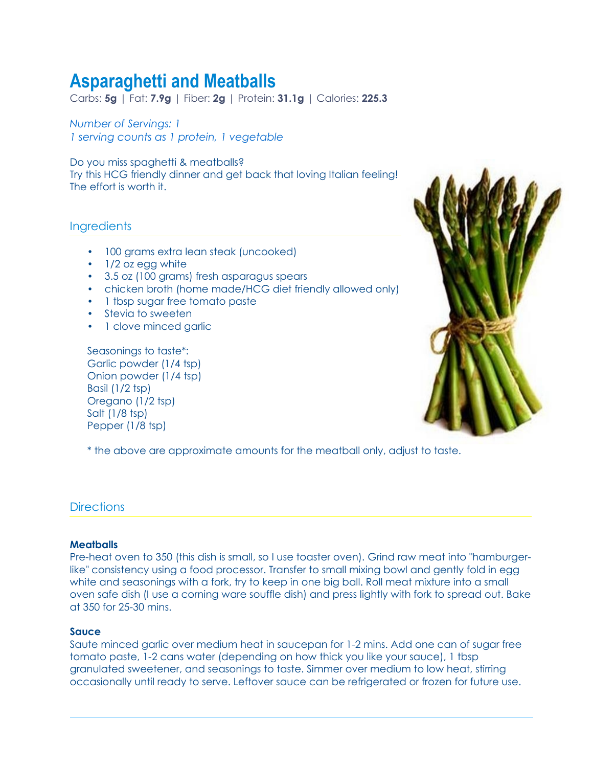# Asparaghetti and Meatballs

Carbs: **5g** | Fat: **7.9g** | Fiber: **2g** | Protein: **31.1g** | Calories: **225.3**

*Number of Servings: 1*
*1 serving counts as 1 protein, 1 vegetable*

Do you miss spaghetti & meatballs?
Try this HCG friendly dinner and get back that loving Italian feeling!
The effort is worth it.

## Ingredients

- 100 grams extra lean steak (uncooked)
- 1/2 oz egg white
- 3.5 oz (100 grams) fresh asparagus spears
- chicken broth (home made/HCG diet friendly allowed only)
- 1 tbsp sugar free tomato paste
- Stevia to sweeten
- 1 clove minced garlic

Seasonings to taste*:
Garlic powder (1/4 tsp)
Onion powder (1/4 tsp)
Basil (1/2 tsp)
Oregano (1/2 tsp)
Salt (1/8 tsp)
Pepper (1/8 tsp)

* the above are approximate amounts for the meatball only, adjust to taste.

## Directions

**Meatballs**
Pre-heat oven to 350 (this dish is small, so I use toaster oven). Grind raw meat into "hamburger-like" consistency using a food processor. Transfer to small mixing bowl and gently fold in egg white and seasonings with a fork, try to keep in one big ball. Roll meat mixture into a small oven safe dish (I use a corning ware souffle dish) and press lightly with fork to spread out. Bake at 350 for 25-30 mins.

**Sauce**
Saute minced garlic over medium heat in saucepan for 1-2 mins. Add one can of sugar free tomato paste, 1-2 cans water (depending on how thick you like your sauce), 1 tbsp granulated sweetener, and seasonings to taste. Simmer over medium to low heat, stirring occasionally until ready to serve. Leftover sauce can be refrigerated or frozen for future use.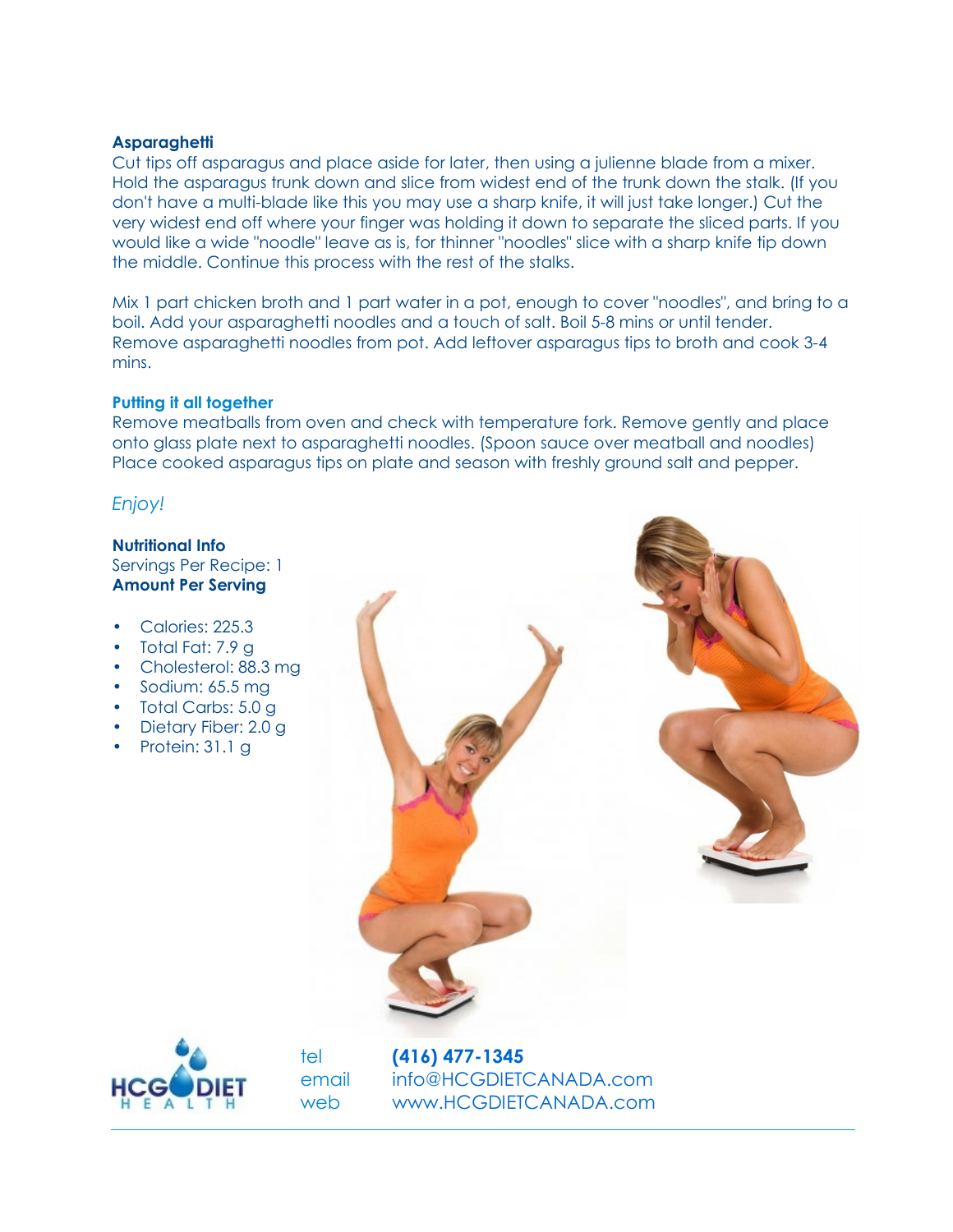**Asparaghetti**

Cut tips off asparagus and place aside for later, then using a julienne blade from a mixer. Hold the asparagus trunk down and slice from widest end of the trunk down the stalk. (If you don't have a multi-blade like this you may use a sharp knife, it will just take longer.) Cut the very widest end off where your finger was holding it down to separate the sliced parts. If you would like a wide "noodle" leave as is, for thinner "noodles" slice with a sharp knife tip down the middle. Continue this process with the rest of the stalks.

Mix 1 part chicken broth and 1 part water in a pot, enough to cover "noodles", and bring to a boil. Add your asparaghetti noodles and a touch of salt. Boil 5-8 mins or until tender. Remove asparaghetti noodles from pot. Add leftover asparagus tips to broth and cook 3-4 mins.

**Putting it all together**

Remove meatballs from oven and check with temperature fork. Remove gently and place onto glass plate next to asparaghetti noodles. (Spoon sauce over meatball and noodles) Place cooked asparagus tips on plate and season with freshly ground salt and pepper.

*Enjoy!*

**Nutritional Info**
Servings Per Recipe: 1
**Amount Per Serving**

- Calories: 225.3
- Total Fat: 7.9 g
- Cholesterol: 88.3 mg
- Sodium: 65.5 mg
- Total Carbs: 5.0 g
- Dietary Fiber: 2.0 g
- Protein: 31.1 g

HCG DIET HEALTH

tel (416) 477-1345
email info@HCGDIETCANADA.com
web www.HCGDIETCANADA.com